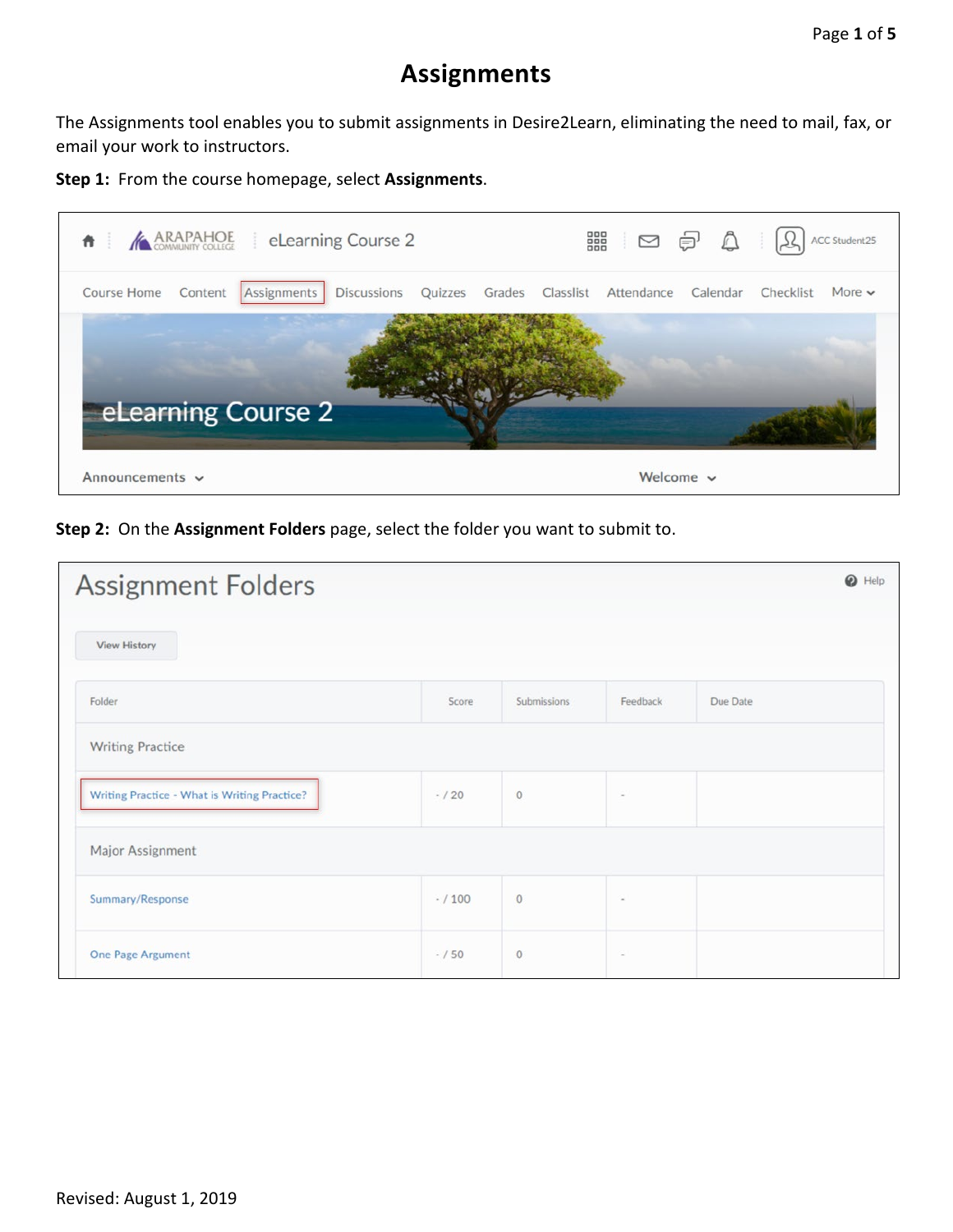# Assignments

The Assignments tool enables you to submit assignments in Desire2Learn, eliminating the need to mail, fax, or email your work to instructors.

**Step 1:** From the course homepage, select **Assignments**.

**Step 2:** On the **Assignment Folders** page, select the folder you want to submit to.

Revised: August 1, 2019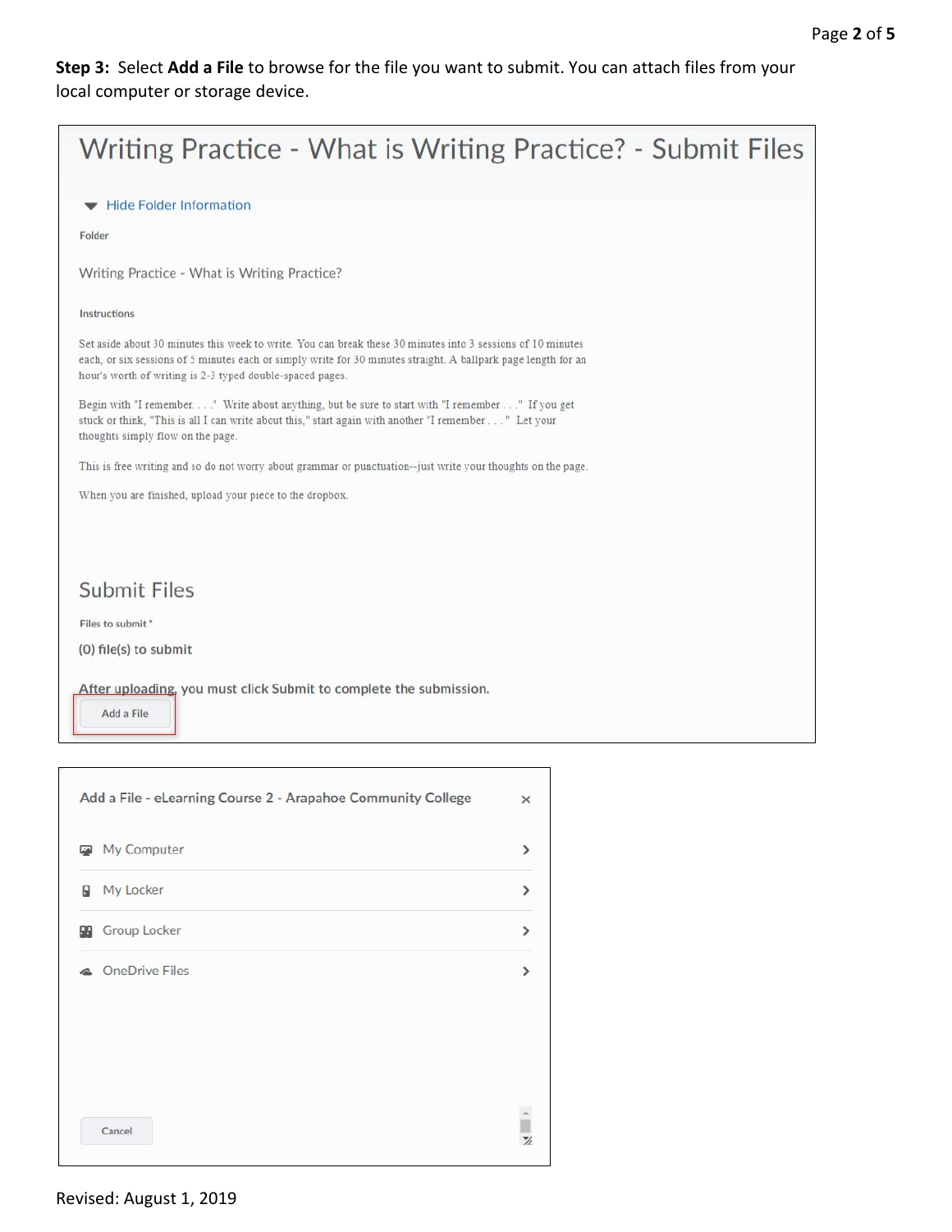**Step 3:** Select **Add a File** to browse for the file you want to submit. You can attach files from your local computer or storage device.

# Writing Practice - What is Writing Practice? - Submit Files

Hide Folder Information

Folder

Writing Practice - What is Writing Practice?

Instructions

Set aside about 30 minutes this week to write. You can break these 30 minutes into 3 sessions of 10 minutes each, or six sessions of 5 minutes each or simply write for 30 minutes straight. A ballpark page length for an hour's worth of writing is 2-3 typed double-spaced pages.

Begin with "I remember. . . ." Write about anything, but be sure to start with "I remember . . ." If you get stuck or think, "This is all I can write about this," start again with another "I remember . . ." Let your thoughts simply flow on the page.

This is free writing and so do not worry about grammar or punctuation--just write your thoughts on the page.

When you are finished, upload your piece to the dropbox.

## Submit Files

Files to submit *

(0) file(s) to submit

After uploading, you must click Submit to complete the submission.

Add a File

Add a File - eLearning Course 2 - Arapahoe Community College

- My Computer
- My Locker
- Group Locker
- OneDrive Files

Cancel

Revised: August 1, 2019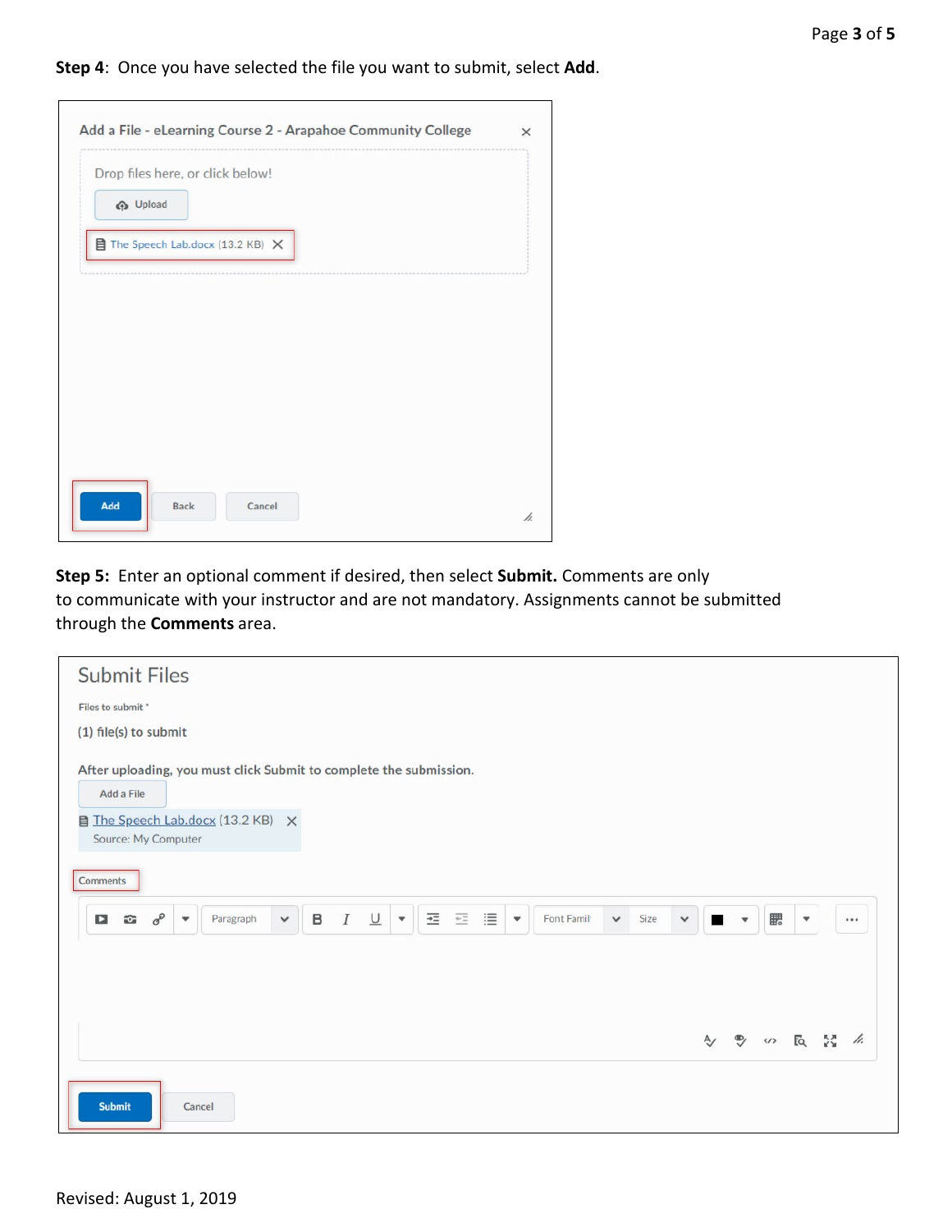**Step 4**: Once you have selected the file you want to submit, select **Add**.

Add a File - eLearning Course 2 - Arapahoe Community College

Drop files here, or click below!

Upload

The Speech Lab.docx (13.2 KB)

Add Back Cancel

**Step 5:** Enter an optional comment if desired, then select **Submit.** Comments are only to communicate with your instructor and are not mandatory. Assignments cannot be submitted through the **Comments** area.

Submit Files

Files to submit *

(1) file(s) to submit

After uploading, you must click Submit to complete the submission.

Add a File

The Speech Lab.docx (13.2 KB)

Source: My Computer

Comments

Submit Cancel

Revised: August 1, 2019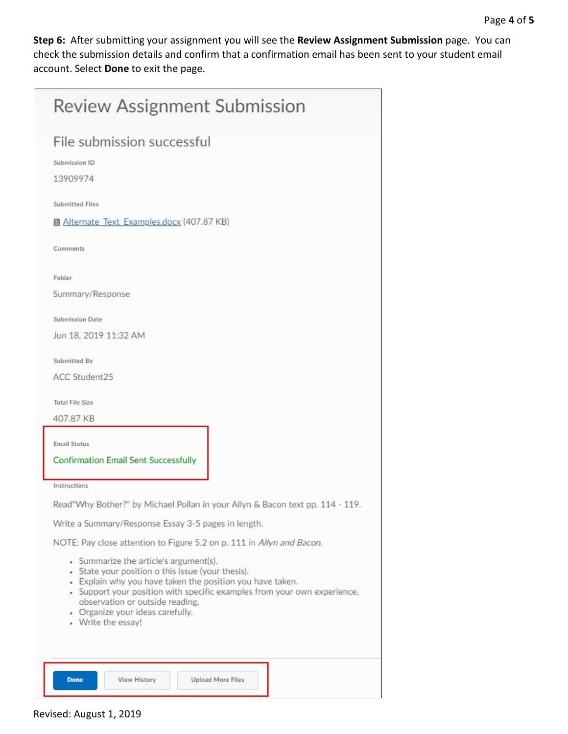**Step 6:** After submitting your assignment you will see the **Review Assignment Submission** page. You can check the submission details and confirm that a confirmation email has been sent to your student email account. Select **Done** to exit the page.

## Review Assignment Submission

### File submission successful

Submission ID

13909974

Submitted Files

Alternate_Text_Examples.docx (407.87 KB)

Comments

Folder

Summary/Response

Submission Date

Jun 18, 2019 11:32 AM

Submitted By

ACC Student25

Total File Size

407.87 KB

Email Status

Confirmation Email Sent Successfully

Instructions

Read"Why Bother?" by Michael Pollan in your Allyn & Bacon text pp. 114 - 119.

Write a Summary/Response Essay 3-5 pages in length.

NOTE: Pay close attention to Figure 5.2 on p. 111 in *Allyn and Bacon.*

- Summarize the article's argument(s).
- State your position o this issue (your thesis).
- Explain why you have taken the position you have taken.
- Support your position with specific examples from your own experience, observation or outside reading.
- Organize your ideas carefully.
- Write the essay!

Done | View History | Upload More Files

Revised: August 1, 2019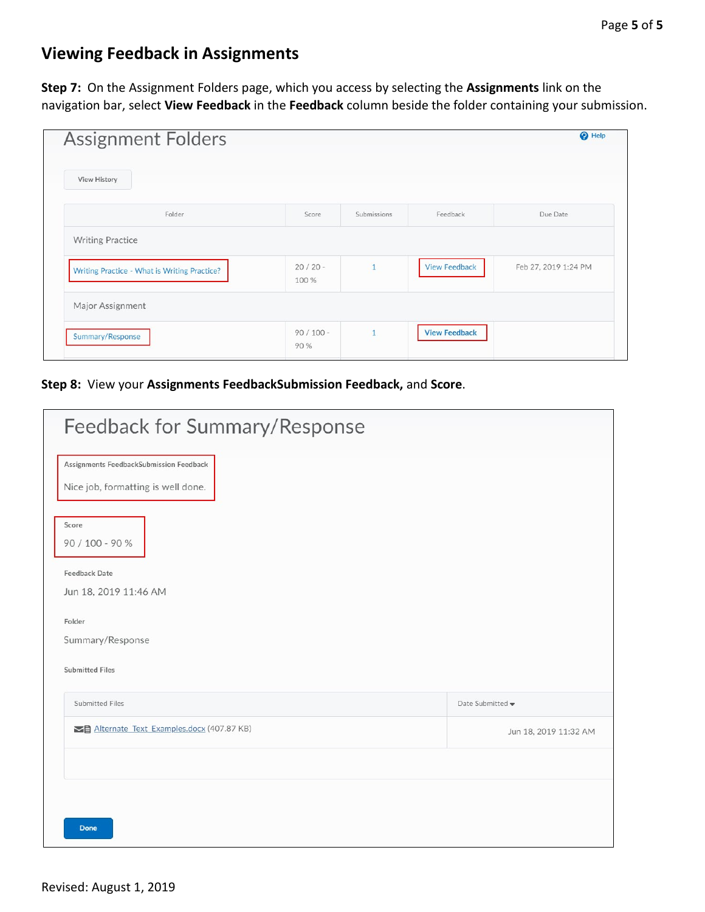## Viewing Feedback in Assignments

**Step 7:** On the Assignment Folders page, which you access by selecting the **Assignments** link on the navigation bar, select **View Feedback** in the **Feedback** column beside the folder containing your submission.

Assignment Folders

Help

View History

| Folder | Score | Submissions | Feedback | Due Date |
|---|---|---|---|---|
| Writing Practice | | | | |
| Writing Practice - What is Writing Practice? | 20 / 20 - 100 % | 1 | View Feedback | Feb 27, 2019 1:24 PM |
| Major Assignment | | | | |
| Summary/Response | 90 / 100 - 90 % | 1 | View Feedback | |

**Step 8:** View your **Assignments FeedbackSubmission Feedback,** and **Score**.

Feedback for Summary/Response

Assignments FeedbackSubmission Feedback

Nice job, formatting is well done.

Score

90 / 100 - 90 %

Feedback Date

Jun 18, 2019 11:46 AM

Folder

Summary/Response

Submitted Files

| Submitted Files | Date Submitted |
|---|---|
| Alternate_Text_Examples.docx (407.87 KB) | Jun 18, 2019 11:32 AM |

Done

Revised: August 1, 2019